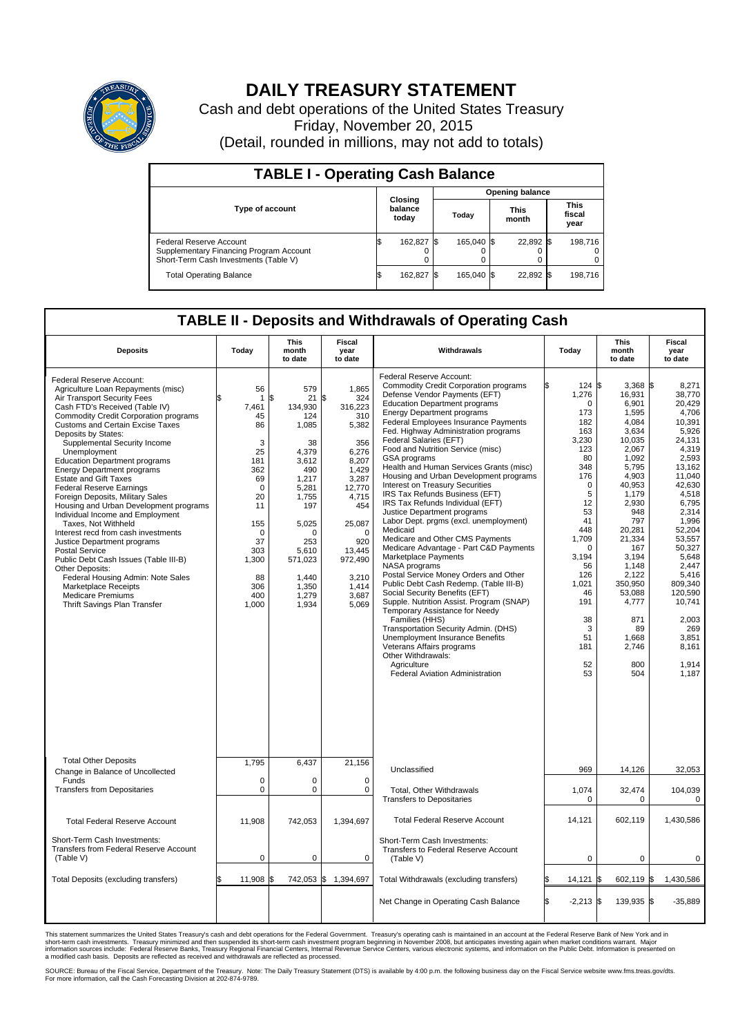# DAILY TREASURY STATEMENT

Cash and debt operations of the United States Treasury

Friday, November 20, 2015

(Detail, rounded in millions, may not add to totals)

## TABLE I - Operating Cash Balance

| Type of account | Closing balance today | Opening balance Today | Opening balance This month | Opening balance This fiscal year |
|---|---|---|---|---|
| Federal Reserve Account | $ 162,827 | $ 165,040 | $ 22,892 | $ 198,716 |
| Supplementary Financing Program Account | 0 | 0 | 0 | 0 |
| Short-Term Cash Investments (Table V) | 0 | 0 | 0 | 0 |
| Total Operating Balance | $ 162,827 | $ 165,040 | $ 22,892 | $ 198,716 |

## TABLE II - Deposits and Withdrawals of Operating Cash

| Deposits | Today | This month to date | Fiscal year to date | Withdrawals | Today | This month to date | Fiscal year to date |
|---|---|---|---|---|---|---|---|
| Federal Reserve Account: | | | | Federal Reserve Account: | | | |
| Agriculture Loan Repayments (misc) | 56 | 579 | 1,865 | Commodity Credit Corporation programs | $ 124 | $ 3,368 | $ 8,271 |
| Air Transport Security Fees | $ 1 | $ 21 | $ 324 | Defense Vendor Payments (EFT) | 1,276 | 16,931 | 38,770 |
| Cash FTD's Received (Table IV) | 7,461 | 134,930 | 316,223 | Education Department programs | 0 | 6,901 | 20,429 |
| Commodity Credit Corporation programs | 45 | 124 | 310 | Energy Department programs | 173 | 1,595 | 4,706 |
| Customs and Certain Excise Taxes | 86 | 1,085 | 5,382 | Federal Employees Insurance Payments | 182 | 4,084 | 10,391 |
| Deposits by States: | | | | Fed. Highway Administration programs | 163 | 3,634 | 5,926 |
| Supplemental Security Income | 3 | 38 | 356 | Federal Salaries (EFT) | 3,230 | 10,035 | 24,131 |
| Unemployment | 25 | 4,379 | 6,276 | Food and Nutrition Service (misc) | 123 | 2,067 | 4,319 |
| Education Department programs | 181 | 3,612 | 8,207 | GSA programs | 80 | 1,092 | 2,593 |
| Energy Department programs | 362 | 490 | 1,429 | Health and Human Services Grants (misc) | 348 | 5,795 | 13,162 |
| Estate and Gift Taxes | 69 | 1,217 | 3,287 | Housing and Urban Development programs | 176 | 4,903 | 11,040 |
| Federal Reserve Earnings | 0 | 5,281 | 12,770 | Interest on Treasury Securities | 0 | 40,953 | 42,630 |
| Foreign Deposits, Military Sales | 20 | 1,755 | 4,715 | IRS Tax Refunds Business (EFT) | 5 | 1,179 | 4,518 |
| Housing and Urban Development programs | 11 | 197 | 454 | IRS Tax Refunds Individual (EFT) | 12 | 2,930 | 6,795 |
| Individual Income and Employment | | | | Justice Department programs | 53 | 948 | 2,314 |
| Taxes, Not Withheld | 155 | 5,025 | 25,087 | Labor Dept. prgms (excl. unemployment) | 41 | 797 | 1,996 |
| Interest recd from cash investments | 0 | 0 | 0 | Medicaid | 448 | 20,281 | 52,204 |
| Justice Department programs | 37 | 253 | 920 | Medicare and Other CMS Payments | 1,709 | 21,334 | 53,557 |
| Postal Service | 303 | 5,610 | 13,445 | Medicare Advantage - Part C&D Payments | 0 | 167 | 50,327 |
| Public Debt Cash Issues (Table III-B) | 1,300 | 571,023 | 972,490 | Marketplace Payments | 3,194 | 3,194 | 5,648 |
| Other Deposits: | | | | NASA programs | 56 | 1,148 | 2,447 |
| Federal Housing Admin: Note Sales | 88 | 1,440 | 3,210 | Postal Service Money Orders and Other | 126 | 2,122 | 5,416 |
| Marketplace Receipts | 306 | 1,350 | 1,414 | Public Debt Cash Redemp. (Table III-B) | 1,021 | 350,950 | 809,340 |
| Medicare Premiums | 400 | 1,279 | 3,687 | Social Security Benefits (EFT) | 46 | 53,088 | 120,590 |
| Thrift Savings Plan Transfer | 1,000 | 1,934 | 5,069 | Supple. Nutrition Assist. Program (SNAP) | 191 | 4,777 | 10,741 |
| | | | | Temporary Assistance for Needy Families (HHS) | 38 | 871 | 2,003 |
| | | | | Transportation Security Admin. (DHS) | 3 | 89 | 269 |
| | | | | Unemployment Insurance Benefits | 51 | 1,668 | 3,851 |
| | | | | Veterans Affairs programs | 181 | 2,746 | 8,161 |
| | | | | Other Withdrawals: | | | |
| | | | | Agriculture | 52 | 800 | 1,914 |
| | | | | Federal Aviation Administration | 53 | 504 | 1,187 |
| Total Other Deposits | 1,795 | 6,437 | 21,156 | Unclassified | 969 | 14,126 | 32,053 |
| Change in Balance of Uncollected Funds | 0 | 0 | 0 | | | | |
| Transfers from Depositaries | 0 | 0 | 0 | Total, Other Withdrawals | 1,074 | 32,474 | 104,039 |
| | | | | Transfers to Depositaries | 0 | 0 | 0 |
| Total Federal Reserve Account | 11,908 | 742,053 | 1,394,697 | Total Federal Reserve Account | 14,121 | 602,119 | 1,430,586 |
| Short-Term Cash Investments: Transfers from Federal Reserve Account (Table V) | 0 | 0 | 0 | Short-Term Cash Investments: Transfers to Federal Reserve Account (Table V) | 0 | 0 | 0 |
| Total Deposits (excluding transfers) | $ 11,908 | $ 742,053 | $ 1,394,697 | Total Withdrawals (excluding transfers) | $ 14,121 | $ 602,119 | $ 1,430,586 |
| | | | | Net Change in Operating Cash Balance | $ -2,213 | $ 139,935 | $ -35,889 |

This statement summarizes the United States Treasury's cash and debt operations for the Federal Government. Treasury's operating cash is maintained in an account at the Federal Reserve Bank of New York and in short-term cash investments. Treasury minimized and then suspended its short-term cash investment program beginning in November 2008, but anticipates investing again when market conditions warrant. Major information sources include: Federal Reserve Banks, Treasury Regional Financial Centers, Internal Revenue Service Centers, various electronic systems, and information on the Public Debt. Information is presented on a modified cash basis. Deposits are reflected as received and withdrawals are reflected as processed.

SOURCE: Bureau of the Fiscal Service, Department of the Treasury. Note: The Daily Treasury Statement (DTS) is available by 4:00 p.m. the following business day on the Fiscal Service website www.fms.treas.gov/dts. For more information, call the Cash Forecasting Division at 202-874-9789.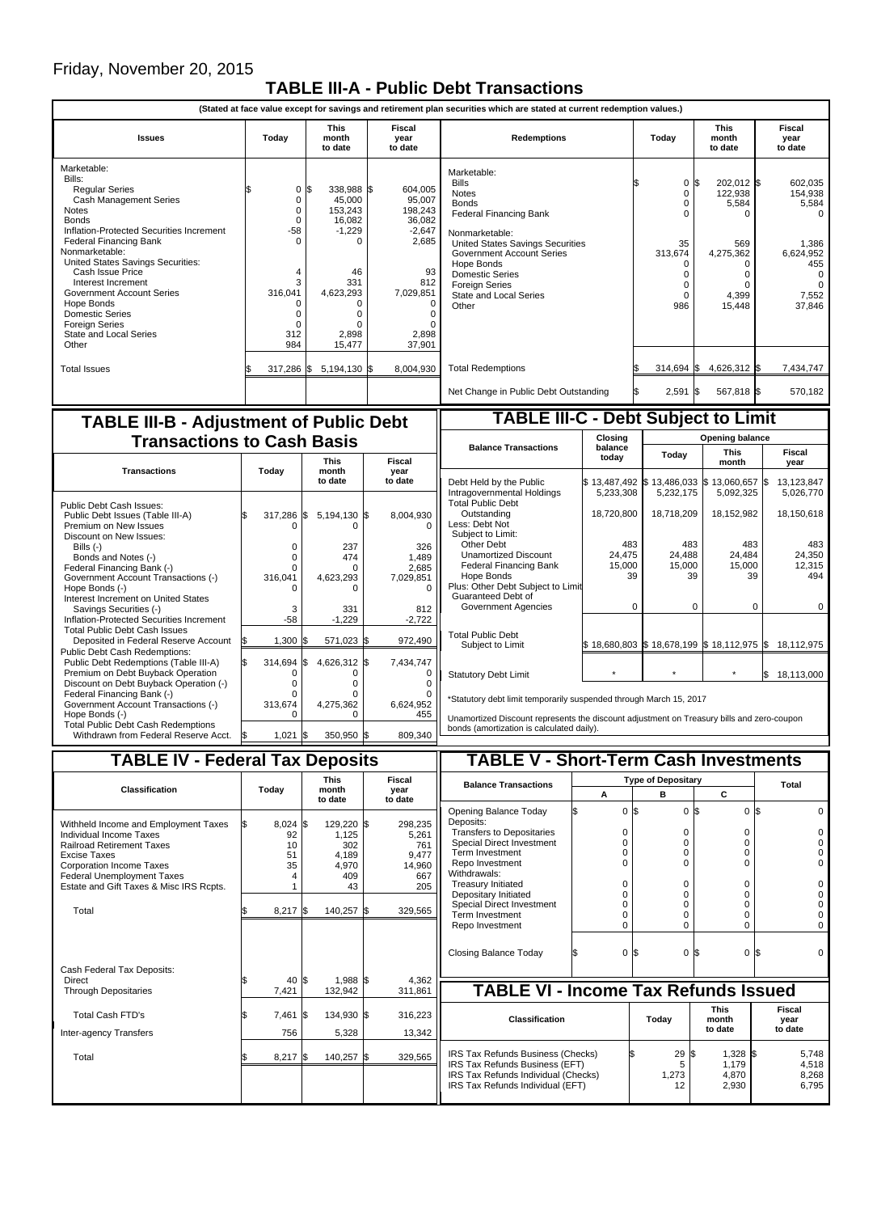Friday, November 20, 2015

# TABLE III-A - Public Debt Transactions

(Stated at face value except for savings and retirement plan securities which are stated at current redemption values.)

| Issues | Today | This month to date | Fiscal year to date |
|---|---|---|---|
| Marketable: | | | |
| Bills: | | | |
| Regular Series | $ 0 | $ 338,988 | $ 604,005 |
| Cash Management Series | 0 | 45,000 | 95,007 |
| Notes | 0 | 153,243 | 198,243 |
| Bonds | 0 | 16,082 | 36,082 |
| Inflation-Protected Securities Increment | -58 | -1,229 | -2,647 |
| Federal Financing Bank | 0 | 0 | 2,685 |
| Nonmarketable: | | | |
| United States Savings Securities: | | | |
| Cash Issue Price | 4 | 46 | 93 |
| Interest Increment | 3 | 331 | 812 |
| Government Account Series | 316,041 | 4,623,293 | 7,029,851 |
| Hope Bonds | 0 | 0 | 0 |
| Domestic Series | 0 | 0 | 0 |
| Foreign Series | 0 | 0 | 0 |
| State and Local Series | 312 | 2,898 | 2,898 |
| Other | 984 | 15,477 | 37,901 |
| Total Issues | $ 317,286 | $ 5,194,130 | $ 8,004,930 |

| Redemptions | Today | This month to date | Fiscal year to date |
|---|---|---|---|
| Marketable: | | | |
| Bills | $ 0 | $ 202,012 | $ 602,035 |
| Notes | 0 | 122,938 | 154,938 |
| Bonds | 0 | 5,584 | 5,584 |
| Federal Financing Bank | 0 | 0 | 0 |
| Nonmarketable: | | | |
| United States Savings Securities | 35 | 569 | 1,386 |
| Government Account Series | 313,674 | 4,275,362 | 6,624,952 |
| Hope Bonds | 0 | 0 | 455 |
| Domestic Series | 0 | 0 | 0 |
| Foreign Series | 0 | 0 | 0 |
| State and Local Series | 0 | 4,399 | 7,552 |
| Other | 986 | 15,448 | 37,846 |
| Total Redemptions | $ 314,694 | $ 4,626,312 | $ 7,434,747 |
| Net Change in Public Debt Outstanding | $ 2,591 | $ 567,818 | $ 570,182 |

# TABLE III-B - Adjustment of Public Debt Transactions to Cash Basis

| Transactions | Today | This month to date | Fiscal year to date |
|---|---|---|---|
| Public Debt Cash Issues: | | | |
| Public Debt Issues (Table III-A) | $ 317,286 | $ 5,194,130 | $ 8,004,930 |
| Premium on New Issues | 0 | 0 | 0 |
| Discount on New Issues: | | | |
| Bills (-) | 0 | 237 | 326 |
| Bonds and Notes (-) | 0 | 474 | 1,489 |
| Federal Financing Bank (-) | 0 | 0 | 2,685 |
| Government Account Transactions (-) | 316,041 | 4,623,293 | 7,029,851 |
| Hope Bonds (-) | 0 | 0 | 0 |
| Interest Increment on United States Savings Securities (-) | 3 | 331 | 812 |
| Inflation-Protected Securities Increment | -58 | -1,229 | -2,722 |
| Total Public Debt Cash Issues Deposited in Federal Reserve Account | $ 1,300 | $ 571,023 | $ 972,490 |
| Public Debt Cash Redemptions: | | | |
| Public Debt Redemptions (Table III-A) | $ 314,694 | $ 4,626,312 | $ 7,434,747 |
| Premium on Debt Buyback Operation | 0 | 0 | 0 |
| Discount on Debt Buyback Operation (-) | 0 | 0 | 0 |
| Federal Financing Bank (-) | 0 | 0 | 0 |
| Government Account Transactions (-) | 313,674 | 4,275,362 | 6,624,952 |
| Hope Bonds (-) | 0 | 0 | 455 |
| Total Public Debt Cash Redemptions Withdrawn from Federal Reserve Acct. | $ 1,021 | $ 350,950 | $ 809,340 |

# TABLE III-C - Debt Subject to Limit

| Balance Transactions | Closing balance today | Opening balance Today | Opening balance This month | Opening balance Fiscal year |
|---|---|---|---|---|
| Debt Held by the Public | $ 13,487,492 | $ 13,486,033 | $ 13,060,657 | $ 13,123,847 |
| Intragovernmental Holdings | 5,233,308 | 5,232,175 | 5,092,325 | 5,026,770 |
| Total Public Debt Outstanding | 18,720,800 | 18,718,209 | 18,152,982 | 18,150,618 |
| Less: Debt Not Subject to Limit: | | | | |
| Other Debt | 483 | 483 | 483 | 483 |
| Unamortized Discount | 24,475 | 24,488 | 24,484 | 24,350 |
| Federal Financing Bank | 15,000 | 15,000 | 15,000 | 12,315 |
| Hope Bonds | 39 | 39 | 39 | 494 |
| Plus: Other Debt Subject to Limit | | | | |
| Guaranteed Debt of Government Agencies | 0 | 0 | 0 | 0 |
| Total Public Debt Subject to Limit | $ 18,680,803 | $ 18,678,199 | $ 18,112,975 | $ 18,112,975 |
| Statutory Debt Limit | * | * | * | $ 18,113,000 |

*Statutory debt limit temporarily suspended through March 15, 2017

Unamortized Discount represents the discount adjustment on Treasury bills and zero-coupon bonds (amortization is calculated daily).

# TABLE IV - Federal Tax Deposits

| Classification | Today | This month to date | Fiscal year to date |
|---|---|---|---|
| Withheld Income and Employment Taxes | $ 8,024 | $ 129,220 | $ 298,235 |
| Individual Income Taxes | 92 | 1,125 | 5,261 |
| Railroad Retirement Taxes | 10 | 302 | 761 |
| Excise Taxes | 51 | 4,189 | 9,477 |
| Corporation Income Taxes | 35 | 4,970 | 14,960 |
| Federal Unemployment Taxes | 4 | 409 | 667 |
| Estate and Gift Taxes & Misc IRS Rcpts. | 1 | 43 | 205 |
| Total | $ 8,217 | $ 140,257 | $ 329,565 |
| Cash Federal Tax Deposits: | | | |
| Direct | $ 40 | $ 1,988 | $ 4,362 |
| Through Depositaries | 7,421 | 132,942 | 311,861 |
| Total Cash FTD's | $ 7,461 | $ 134,930 | $ 316,223 |
| Inter-agency Transfers | 756 | 5,328 | 13,342 |
| Total | $ 8,217 | $ 140,257 | $ 329,565 |

# TABLE V - Short-Term Cash Investments

| Balance Transactions | Type of Depositary A | Type of Depositary B | Type of Depositary C | Total |
|---|---|---|---|---|
| Opening Balance Today | $ 0 | $ 0 | $ 0 | $ 0 |
| Deposits: | | | | |
| Transfers to Depositaries | 0 | 0 | 0 | 0 |
| Special Direct Investment | 0 | 0 | 0 | 0 |
| Term Investment | 0 | 0 | 0 | 0 |
| Repo Investment | 0 | 0 | 0 | 0 |
| Withdrawals: | | | | |
| Treasury Initiated | 0 | 0 | 0 | 0 |
| Depositary Initiated | 0 | 0 | 0 | 0 |
| Special Direct Investment | 0 | 0 | 0 | 0 |
| Term Investment | 0 | 0 | 0 | 0 |
| Repo Investment | 0 | 0 | 0 | 0 |
| Closing Balance Today | $ 0 | $ 0 | $ 0 | $ 0 |

# TABLE VI - Income Tax Refunds Issued

| Classification | Today | This month to date | Fiscal year to date |
|---|---|---|---|
| IRS Tax Refunds Business (Checks) | $ 29 | $ 1,328 | $ 5,748 |
| IRS Tax Refunds Business (EFT) | 5 | 1,179 | 4,518 |
| IRS Tax Refunds Individual (Checks) | 1,273 | 4,870 | 8,268 |
| IRS Tax Refunds Individual (EFT) | 12 | 2,930 | 6,795 |